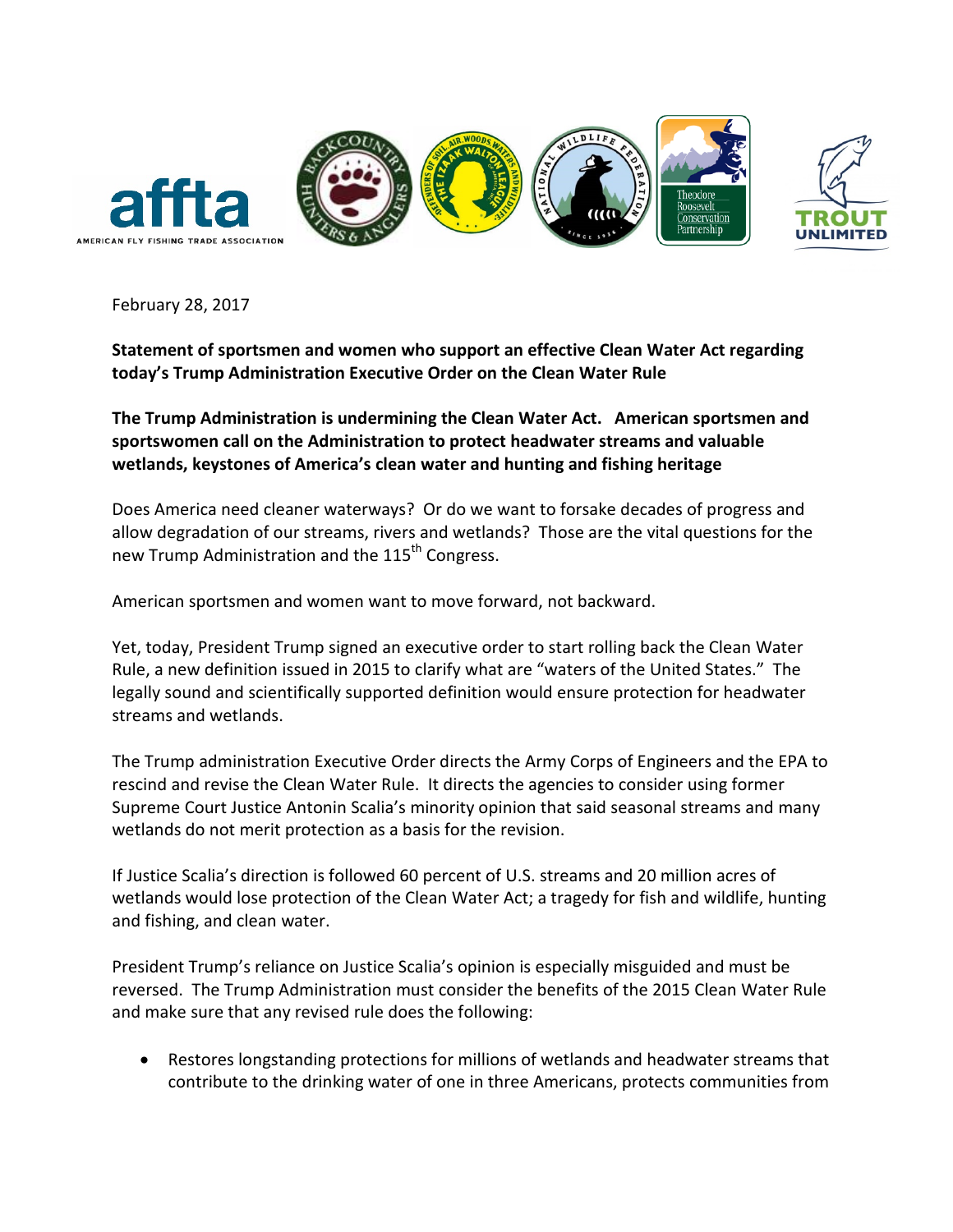February 28, 2017

**Statement of sportsmen and women who support an effective Clean Water Act regarding today's Trump Administration Executive Order on the Clean Water Rule**

**The Trump Administration is undermining the Clean Water Act. American sportsmen and sportswomen call on the Administration to protect headwater streams and valuable wetlands, keystones of America's clean water and hunting and fishing heritage**

Does America need cleaner waterways? Or do we want to forsake decades of progress and allow degradation of our streams, rivers and wetlands? Those are the vital questions for the new Trump Administration and the 115th Congress.

American sportsmen and women want to move forward, not backward.

Yet, today, President Trump signed an executive order to start rolling back the Clean Water Rule, a new definition issued in 2015 to clarify what are "waters of the United States." The legally sound and scientifically supported definition would ensure protection for headwater streams and wetlands.

The Trump administration Executive Order directs the Army Corps of Engineers and the EPA to rescind and revise the Clean Water Rule. It directs the agencies to consider using former Supreme Court Justice Antonin Scalia's minority opinion that said seasonal streams and many wetlands do not merit protection as a basis for the revision.

If Justice Scalia's direction is followed 60 percent of U.S. streams and 20 million acres of wetlands would lose protection of the Clean Water Act; a tragedy for fish and wildlife, hunting and fishing, and clean water.

President Trump's reliance on Justice Scalia's opinion is especially misguided and must be reversed. The Trump Administration must consider the benefits of the 2015 Clean Water Rule and make sure that any revised rule does the following:

- Restores longstanding protections for millions of wetlands and headwater streams that contribute to the drinking water of one in three Americans, protects communities from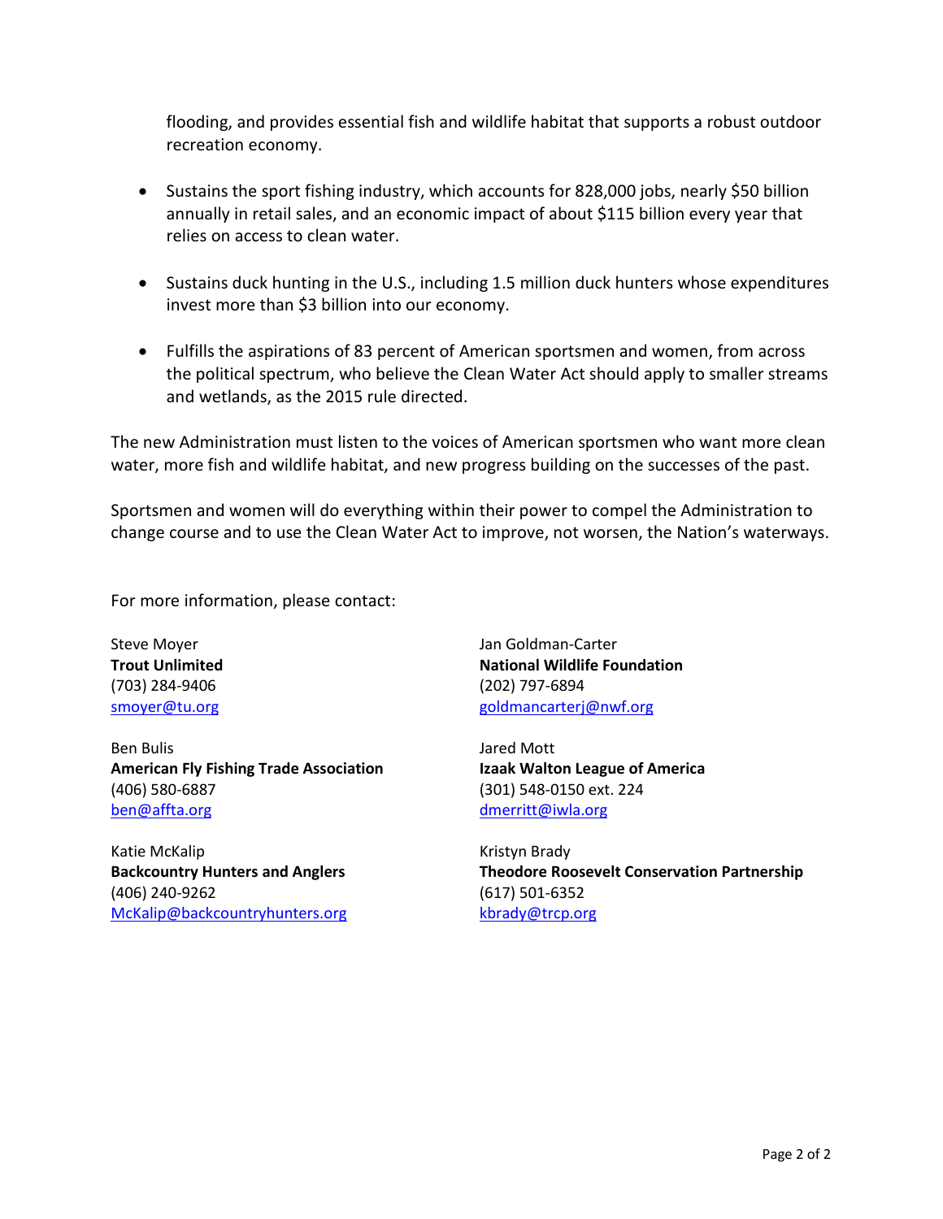flooding, and provides essential fish and wildlife habitat that supports a robust outdoor recreation economy.

- Sustains the sport fishing industry, which accounts for 828,000 jobs, nearly $50 billion annually in retail sales, and an economic impact of about $115 billion every year that relies on access to clean water.

- Sustains duck hunting in the U.S., including 1.5 million duck hunters whose expenditures invest more than $3 billion into our economy.

- Fulfills the aspirations of 83 percent of American sportsmen and women, from across the political spectrum, who believe the Clean Water Act should apply to smaller streams and wetlands, as the 2015 rule directed.

The new Administration must listen to the voices of American sportsmen who want more clean water, more fish and wildlife habitat, and new progress building on the successes of the past.

Sportsmen and women will do everything within their power to compel the Administration to change course and to use the Clean Water Act to improve, not worsen, the Nation's waterways.

For more information, please contact:

Steve Moyer
**Trout Unlimited**
(703) 284-9406
smoyer@tu.org

Jan Goldman-Carter
**National Wildlife Foundation**
(202) 797-6894
goldmancarterj@nwf.org

Ben Bulis
**American Fly Fishing Trade Association**
(406) 580-6887
ben@affta.org

Jared Mott
**Izaak Walton League of America**
(301) 548-0150 ext. 224
dmerritt@iwla.org

Katie McKalip
**Backcountry Hunters and Anglers**
(406) 240-9262
McKalip@backcountryhunters.org

Kristyn Brady
**Theodore Roosevelt Conservation Partnership**
(617) 501-6352
kbrady@trcp.org